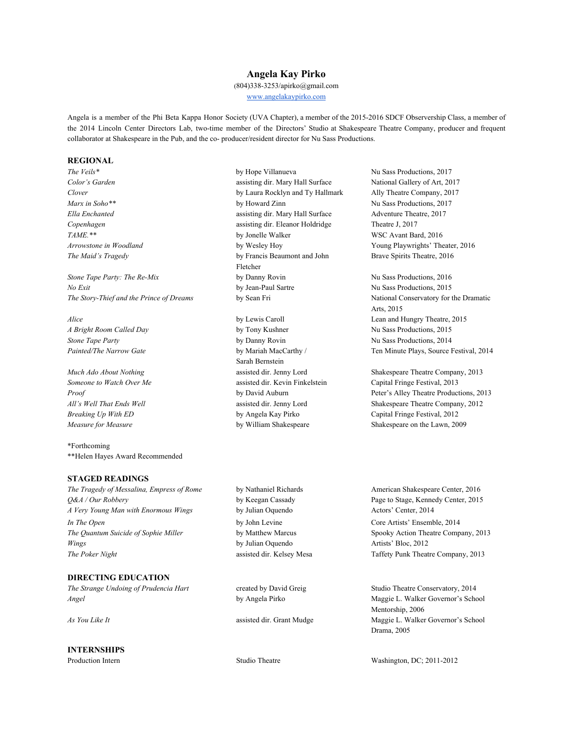# Angela Kay Pirko

(804)338-3253/apirko@gmail.com
www.angelakaypirko.com

Angela is a member of the Phi Beta Kappa Honor Society (UVA Chapter), a member of the 2015-2016 SDCF Observership Class, a member of the 2014 Lincoln Center Directors Lab, two-time member of the Directors' Studio at Shakespeare Theatre Company, producer and frequent collaborator at Shakespeare in the Pub, and the co- producer/resident director for Nu Sass Productions.

## REGIONAL

| | | |
|---|---|---|
| *The Veils** | by Hope Villanueva | Nu Sass Productions, 2017 |
| *Color's Garden* | assisting dir. Mary Hall Surface | National Gallery of Art, 2017 |
| *Clover* | by Laura Rocklyn and Ty Hallmark | Ally Theatre Company, 2017 |
| *Marx in Soho*** | by Howard Zinn | Nu Sass Productions, 2017 |
| *Ella Enchanted* | assisting dir. Mary Hall Surface | Adventure Theatre, 2017 |
| *Copenhagen* | assisting dir. Eleanor Holdridge | Theatre J, 2017 |
| *TAME.*** | by Jonelle Walker | WSC Avant Bard, 2016 |
| *Arrowstone in Woodland* | by Wesley Hoy | Young Playwrights' Theater, 2016 |
| *The Maid's Tragedy* | by Francis Beaumont and John Fletcher | Brave Spirits Theatre, 2016 |
| *Stone Tape Party: The Re-Mix* | by Danny Rovin | Nu Sass Productions, 2016 |
| *No Exit* | by Jean-Paul Sartre | Nu Sass Productions, 2015 |
| *The Story-Thief and the Prince of Dreams* | by Sean Fri | National Conservatory for the Dramatic Arts, 2015 |
| *Alice* | by Lewis Caroll | Lean and Hungry Theatre, 2015 |
| *A Bright Room Called Day* | by Tony Kushner | Nu Sass Productions, 2015 |
| *Stone Tape Party* | by Danny Rovin | Nu Sass Productions, 2014 |
| *Painted/The Narrow Gate* | by Mariah MacCarthy / Sarah Bernstein | Ten Minute Plays, Source Festival, 2014 |
| *Much Ado About Nothing* | assisted dir. Jenny Lord | Shakespeare Theatre Company, 2013 |
| *Someone to Watch Over Me* | assisted dir. Kevin Finkelstein | Capital Fringe Festival, 2013 |
| *Proof* | by David Auburn | Peter's Alley Theatre Productions, 2013 |
| *All's Well That Ends Well* | assisted dir. Jenny Lord | Shakespeare Theatre Company, 2012 |
| *Breaking Up With ED* | by Angela Kay Pirko | Capital Fringe Festival, 2012 |
| *Measure for Measure* | by William Shakespeare | Shakespeare on the Lawn, 2009 |

*Forthcoming
**Helen Hayes Award Recommended

## STAGED READINGS

| | | |
|---|---|---|
| *The Tragedy of Messalina, Empress of Rome* | by Nathaniel Richards | American Shakespeare Center, 2016 |
| *Q&A / Our Robbery* | by Keegan Cassady | Page to Stage, Kennedy Center, 2015 |
| *A Very Young Man with Enormous Wings* | by Julian Oquendo | Actors' Center, 2014 |
| *In The Open* | by John Levine | Core Artists' Ensemble, 2014 |
| *The Quantum Suicide of Sophie Miller* | by Matthew Marcus | Spooky Action Theatre Company, 2013 |
| *Wings* | by Julian Oquendo | Artists' Bloc, 2012 |
| *The Poker Night* | assisted dir. Kelsey Mesa | Taffety Punk Theatre Company, 2013 |

## DIRECTING EDUCATION

| | | |
|---|---|---|
| *The Strange Undoing of Prudencia Hart* | created by David Greig | Studio Theatre Conservatory, 2014 |
| *Angel* | by Angela Pirko | Maggie L. Walker Governor's School Mentorship, 2006 |
| *As You Like It* | assisted dir. Grant Mudge | Maggie L. Walker Governor's School Drama, 2005 |

## INTERNSHIPS

| | | |
|---|---|---|
| Production Intern | Studio Theatre | Washington, DC; 2011-2012 |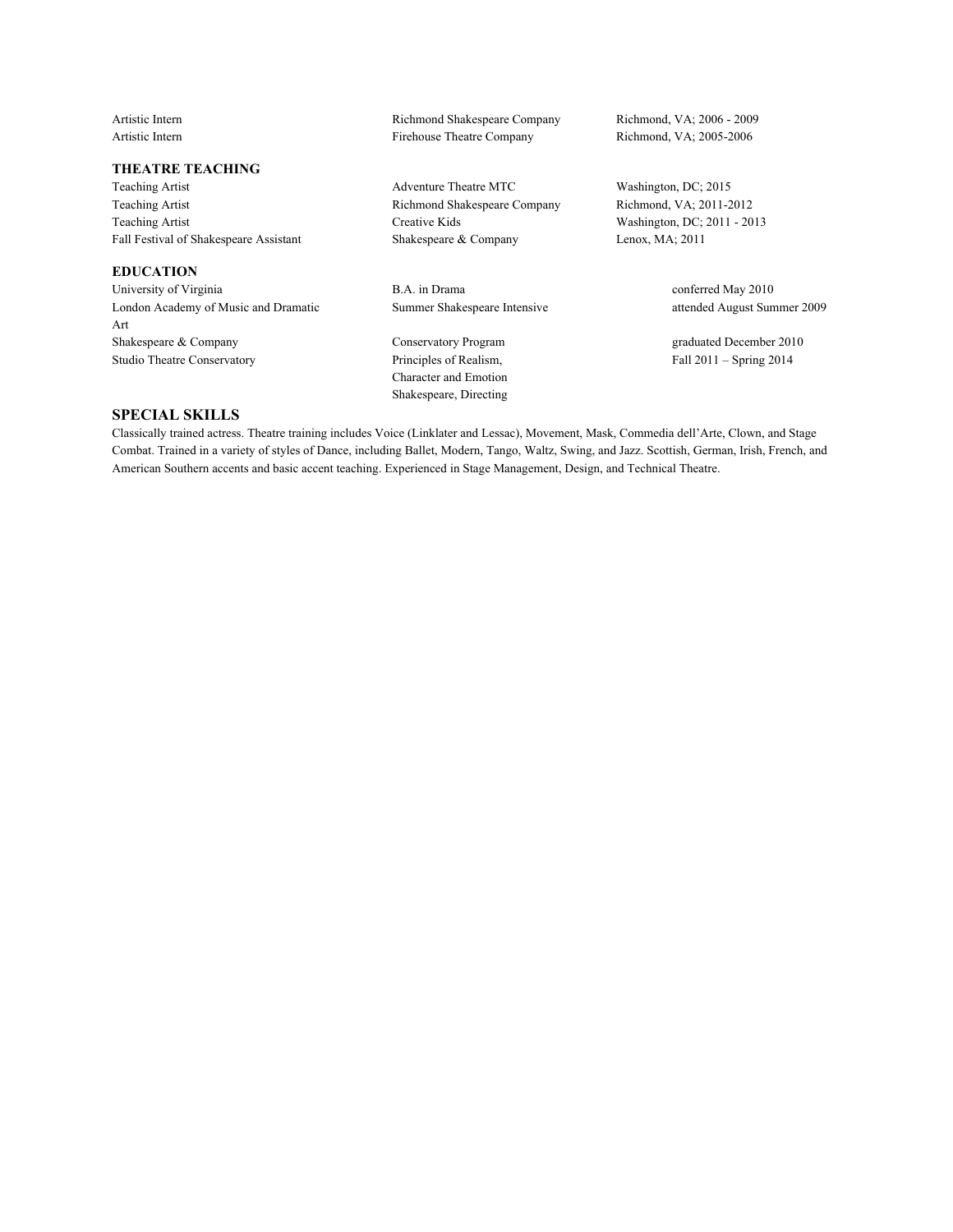| | | |
|---|---|---|
| Artistic Intern | Richmond Shakespeare Company | Richmond, VA; 2006 - 2009 |
| Artistic Intern | Firehouse Theatre Company | Richmond, VA; 2005-2006 |

**THEATRE TEACHING**

| | | |
|---|---|---|
| Teaching Artist | Adventure Theatre MTC | Washington, DC; 2015 |
| Teaching Artist | Richmond Shakespeare Company | Richmond, VA; 2011-2012 |
| Teaching Artist | Creative Kids | Washington, DC; 2011 - 2013 |
| Fall Festival of Shakespeare Assistant | Shakespeare & Company | Lenox, MA; 2011 |

**EDUCATION**

| | | |
|---|---|---|
| University of Virginia | B.A. in Drama | conferred May 2010 |
| London Academy of Music and Dramatic Art | Summer Shakespeare Intensive | attended August Summer 2009 |
| Shakespeare & Company | Conservatory Program | graduated December 2010 |
| Studio Theatre Conservatory | Principles of Realism, Character and Emotion Shakespeare, Directing | Fall 2011 – Spring 2014 |

## SPECIAL SKILLS

Classically trained actress. Theatre training includes Voice (Linklater and Lessac), Movement, Mask, Commedia dell'Arte, Clown, and Stage Combat. Trained in a variety of styles of Dance, including Ballet, Modern, Tango, Waltz, Swing, and Jazz. Scottish, German, Irish, French, and American Southern accents and basic accent teaching. Experienced in Stage Management, Design, and Technical Theatre.